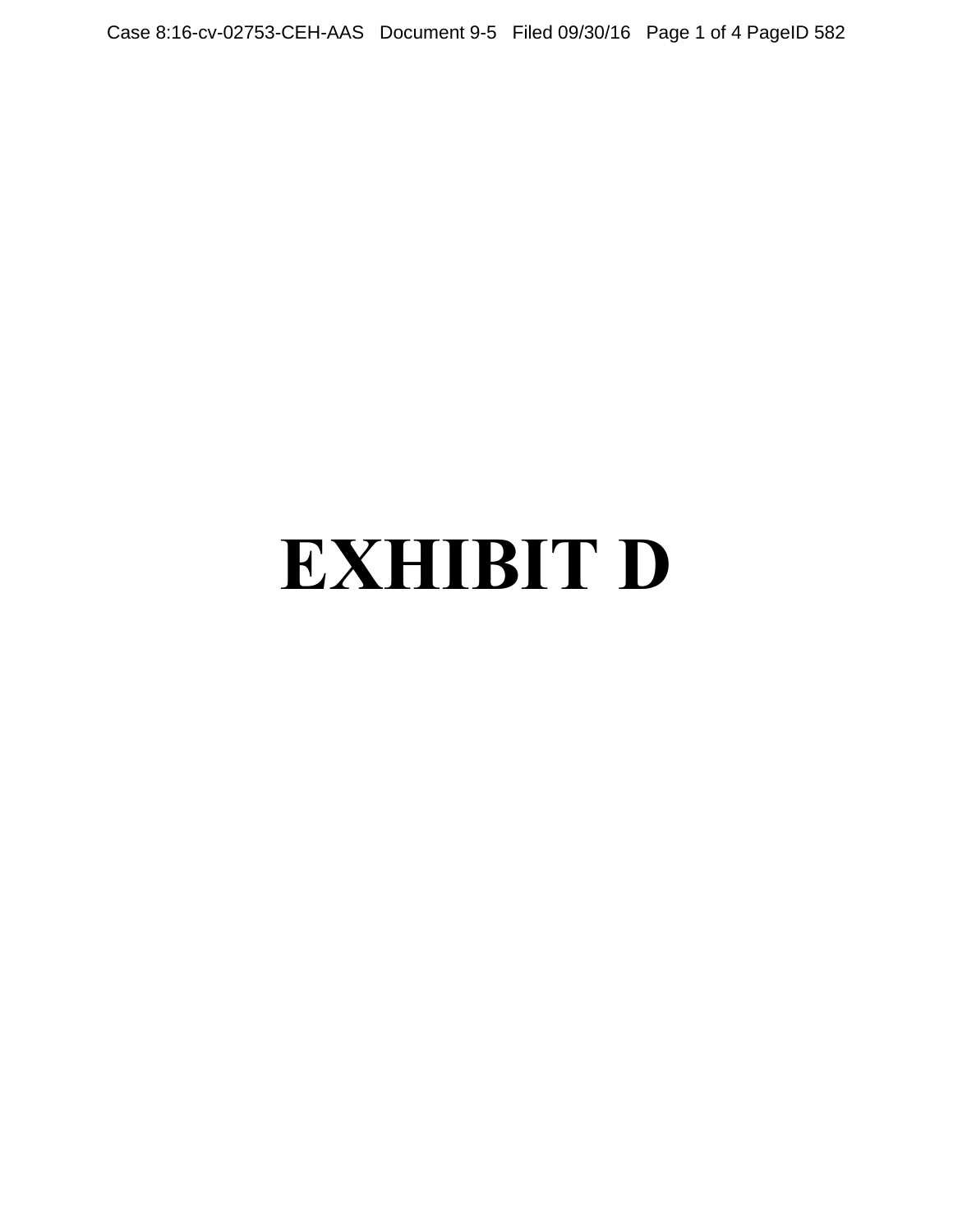# EXHIBIT D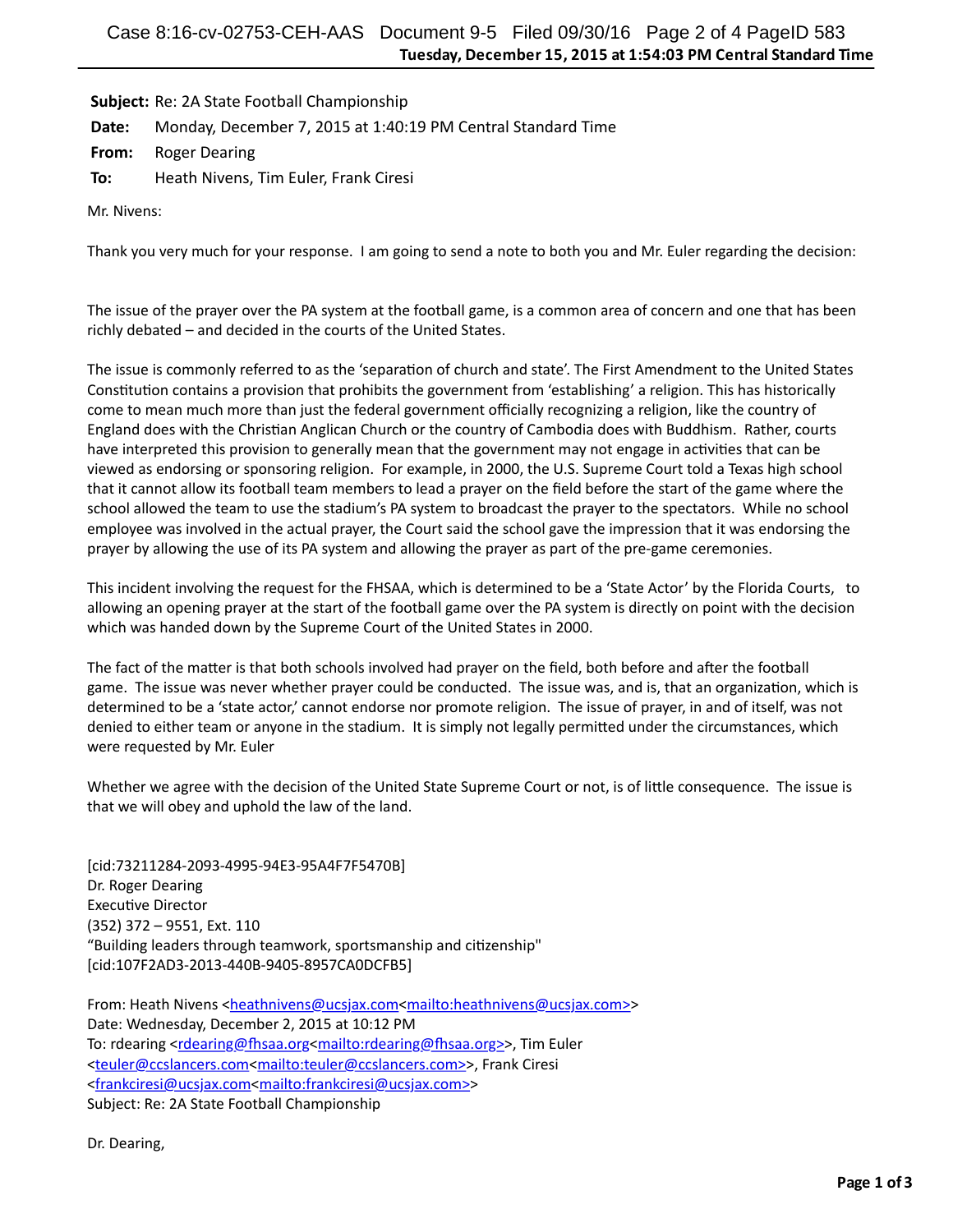**Subject:** Re: 2A State Football Championship

**Date:** Monday, December 7, 2015 at 1:40:19 PM Central Standard Time

**From:** Roger Dearing

**To:** Heath Nivens, Tim Euler, Frank Ciresi

Mr. Nivens:

Thank you very much for your response. I am going to send a note to both you and Mr. Euler regarding the decision:

The issue of the prayer over the PA system at the football game, is a common area of concern and one that has been richly debated – and decided in the courts of the United States.

The issue is commonly referred to as the 'separation of church and state'. The First Amendment to the United States Constitution contains a provision that prohibits the government from 'establishing' a religion. This has historically come to mean much more than just the federal government officially recognizing a religion, like the country of England does with the Christian Anglican Church or the country of Cambodia does with Buddhism. Rather, courts have interpreted this provision to generally mean that the government may not engage in activities that can be viewed as endorsing or sponsoring religion. For example, in 2000, the U.S. Supreme Court told a Texas high school that it cannot allow its football team members to lead a prayer on the field before the start of the game where the school allowed the team to use the stadium's PA system to broadcast the prayer to the spectators. While no school employee was involved in the actual prayer, the Court said the school gave the impression that it was endorsing the prayer by allowing the use of its PA system and allowing the prayer as part of the pre-game ceremonies.

This incident involving the request for the FHSAA, which is determined to be a 'State Actor' by the Florida Courts, to allowing an opening prayer at the start of the football game over the PA system is directly on point with the decision which was handed down by the Supreme Court of the United States in 2000.

The fact of the matter is that both schools involved had prayer on the field, both before and after the football game. The issue was never whether prayer could be conducted. The issue was, and is, that an organization, which is determined to be a 'state actor,' cannot endorse nor promote religion. The issue of prayer, in and of itself, was not denied to either team or anyone in the stadium. It is simply not legally permitted under the circumstances, which were requested by Mr. Euler

Whether we agree with the decision of the United State Supreme Court or not, is of little consequence. The issue is that we will obey and uphold the law of the land.

[cid:73211284-2093-4995-94E3-95A4F7F5470B]
Dr. Roger Dearing
Executive Director
(352) 372 – 9551, Ext. 110
"Building leaders through teamwork, sportsmanship and citizenship"
[cid:107F2AD3-2013-440B-9405-8957CA0DCFB5]

From: Heath Nivens <heathnivens@ucsjax.com<mailto:heathnivens@ucsjax.com>>
Date: Wednesday, December 2, 2015 at 10:12 PM
To: rdearing <rdearing@fhsaa.org<mailto:rdearing@fhsaa.org>>, Tim Euler <teuler@ccslancers.com<mailto:teuler@ccslancers.com>>, Frank Ciresi <frankciresi@ucsjax.com<mailto:frankciresi@ucsjax.com>>
Subject: Re: 2A State Football Championship

Dr. Dearing,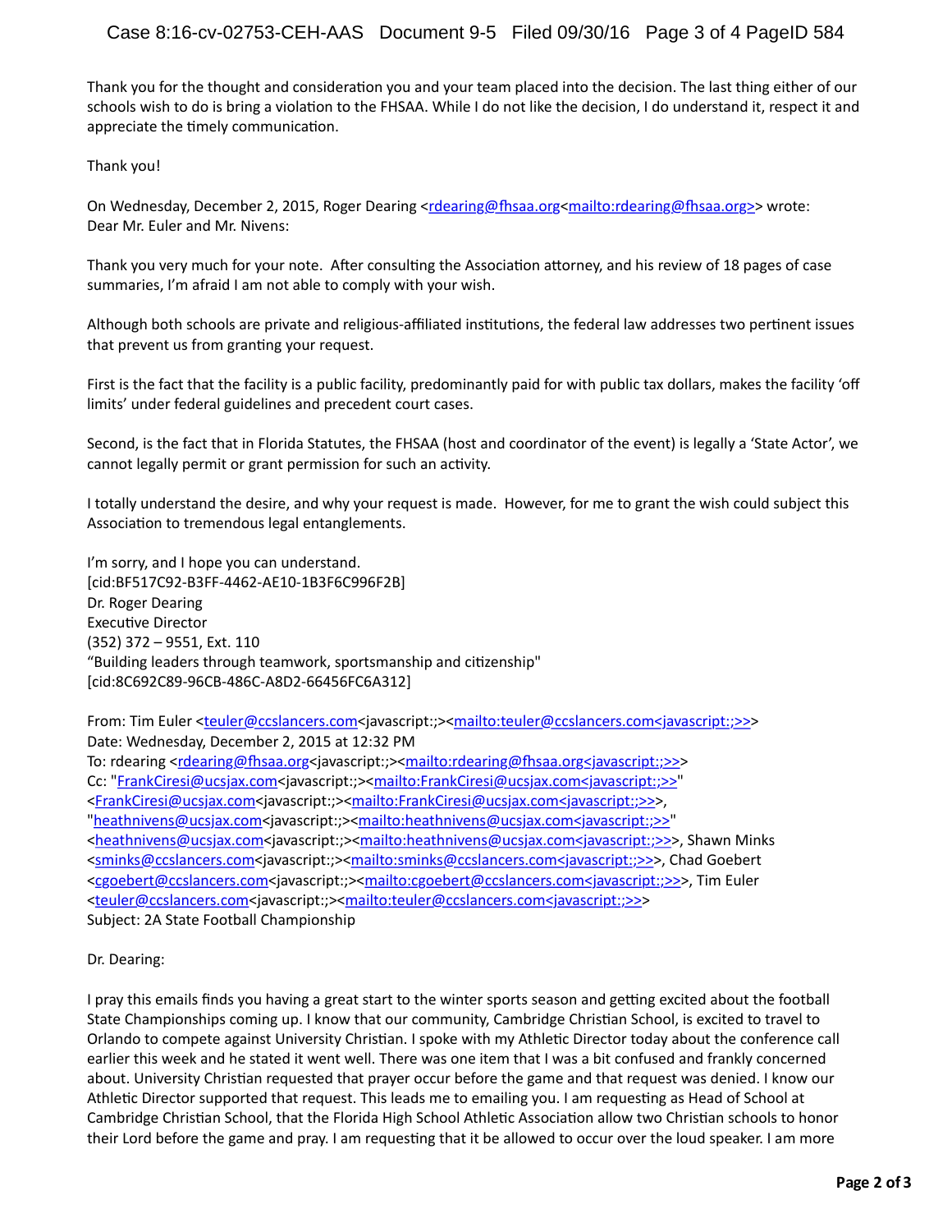Thank you for the thought and consideration you and your team placed into the decision. The last thing either of our schools wish to do is bring a violation to the FHSAA. While I do not like the decision, I do understand it, respect it and appreciate the timely communication.

Thank you!

On Wednesday, December 2, 2015, Roger Dearing <rdearing@fhsaa.org<mailto:rdearing@fhsaa.org>> wrote:
Dear Mr. Euler and Mr. Nivens:

Thank you very much for your note. After consulting the Association attorney, and his review of 18 pages of case summaries, I'm afraid I am not able to comply with your wish.

Although both schools are private and religious-affiliated institutions, the federal law addresses two pertinent issues that prevent us from granting your request.

First is the fact that the facility is a public facility, predominantly paid for with public tax dollars, makes the facility 'off limits' under federal guidelines and precedent court cases.

Second, is the fact that in Florida Statutes, the FHSAA (host and coordinator of the event) is legally a 'State Actor', we cannot legally permit or grant permission for such an activity.

I totally understand the desire, and why your request is made. However, for me to grant the wish could subject this Association to tremendous legal entanglements.

I'm sorry, and I hope you can understand.
[cid:BF517C92-B3FF-4462-AE10-1B3F6C996F2B]
Dr. Roger Dearing
Executive Director
(352) 372 – 9551, Ext. 110
"Building leaders through teamwork, sportsmanship and citizenship"
[cid:8C692C89-96CB-486C-A8D2-66456FC6A312]

From: Tim Euler <teuler@ccslancers.com<javascript:;><mailto:teuler@ccslancers.com<javascript:;>>>
Date: Wednesday, December 2, 2015 at 12:32 PM
To: rdearing <rdearing@fhsaa.org<javascript:;><mailto:rdearing@fhsaa.org<javascript:;>>>
Cc: "FrankCiresi@ucsjax.com<javascript:;><mailto:FrankCiresi@ucsjax.com<javascript:;>>" <FrankCiresi@ucsjax.com<javascript:;><mailto:FrankCiresi@ucsjax.com<javascript:;>>>, "heathnivens@ucsjax.com<javascript:;><mailto:heathnivens@ucsjax.com<javascript:;>>" <heathnivens@ucsjax.com<javascript:;><mailto:heathnivens@ucsjax.com<javascript:;>>>, Shawn Minks <sminks@ccslancers.com<javascript:;><mailto:sminks@ccslancers.com<javascript:;>>>, Chad Goebert <cgoebert@ccslancers.com<javascript:;><mailto:cgoebert@ccslancers.com<javascript:;>>>, Tim Euler <teuler@ccslancers.com<javascript:;><mailto:teuler@ccslancers.com<javascript:;>>>
Subject: 2A State Football Championship

Dr. Dearing:

I pray this emails finds you having a great start to the winter sports season and getting excited about the football State Championships coming up. I know that our community, Cambridge Christian School, is excited to travel to Orlando to compete against University Christian. I spoke with my Athletic Director today about the conference call earlier this week and he stated it went well. There was one item that I was a bit confused and frankly concerned about. University Christian requested that prayer occur before the game and that request was denied. I know our Athletic Director supported that request. This leads me to emailing you. I am requesting as Head of School at Cambridge Christian School, that the Florida High School Athletic Association allow two Christian schools to honor their Lord before the game and pray. I am requesting that it be allowed to occur over the loud speaker. I am more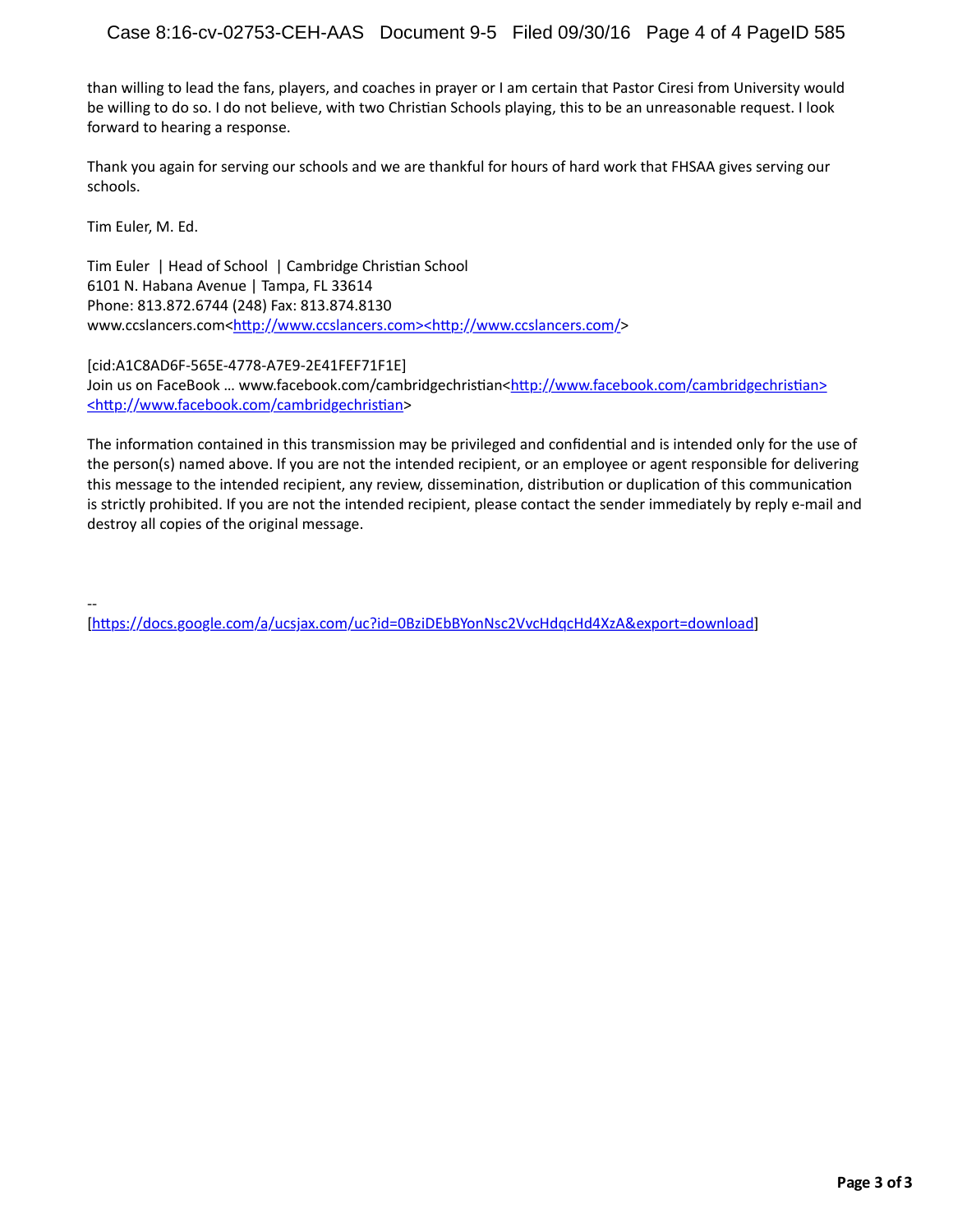than willing to lead the fans, players, and coaches in prayer or I am certain that Pastor Ciresi from University would be willing to do so. I do not believe, with two Christian Schools playing, this to be an unreasonable request. I look forward to hearing a response.

Thank you again for serving our schools and we are thankful for hours of hard work that FHSAA gives serving our schools.

Tim Euler, M. Ed.

Tim Euler | Head of School | Cambridge Christian School
6101 N. Habana Avenue | Tampa, FL 33614
Phone: 813.872.6744 (248) Fax: 813.874.8130
www.ccslancers.com<http://www.ccslancers.com><http://www.ccslancers.com/>

[cid:A1C8AD6F-565E-4778-A7E9-2E41FEF71F1E]
Join us on FaceBook … www.facebook.com/cambridgechristian<http://www.facebook.com/cambridgechristian><http://www.facebook.com/cambridgechristian>

The information contained in this transmission may be privileged and confidential and is intended only for the use of the person(s) named above. If you are not the intended recipient, or an employee or agent responsible for delivering this message to the intended recipient, any review, dissemination, distribution or duplication of this communication is strictly prohibited. If you are not the intended recipient, please contact the sender immediately by reply e-mail and destroy all copies of the original message.

--
[https://docs.google.com/a/ucsjax.com/uc?id=0BziDEbBYonNsc2VvcHdqcHd4XzA&export=download]